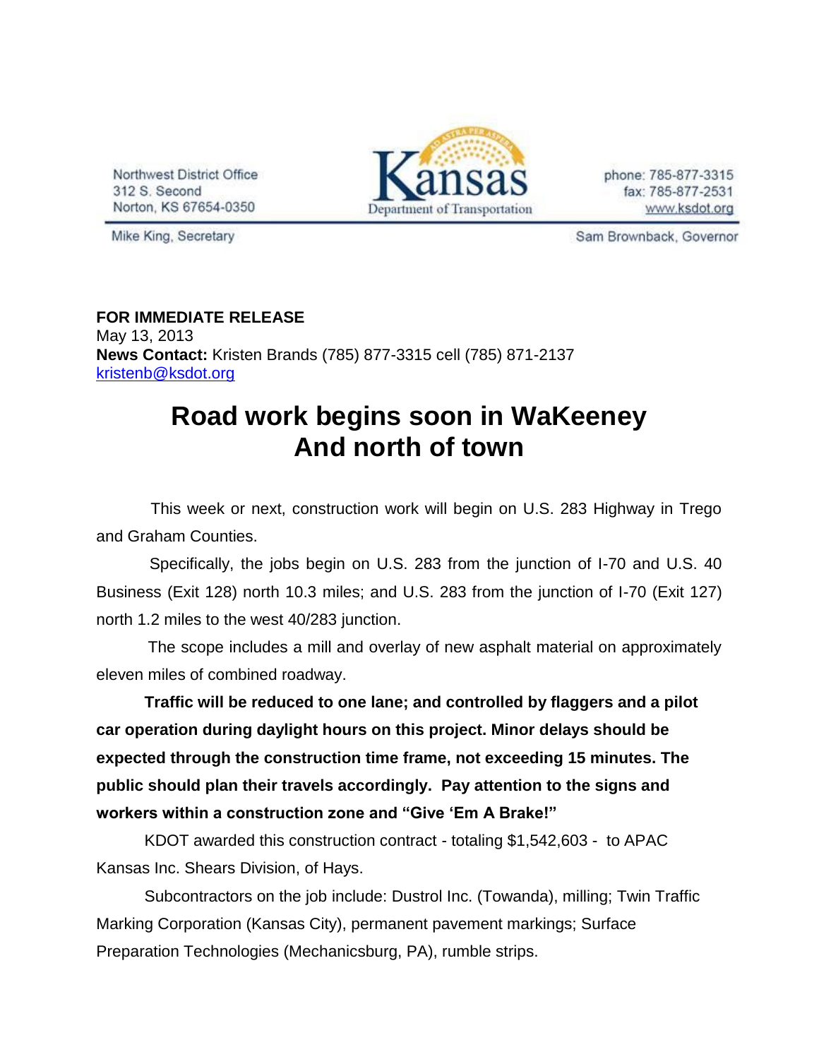Northwest District Office
312 S. Second
Norton, KS 67654-0350

Kansas Department of Transportation

phone: 785-877-3315
fax: 785-877-2531
www.ksdot.org

Mike King, Secretary

Sam Brownback, Governor

**FOR IMMEDIATE RELEASE**
May 13, 2013
**News Contact:** Kristen Brands (785) 877-3315 cell (785) 871-2137
kristenb@ksdot.org

# Road work begins soon in WaKeeney And north of town

This week or next, construction work will begin on U.S. 283 Highway in Trego and Graham Counties.

Specifically, the jobs begin on U.S. 283 from the junction of I-70 and U.S. 40 Business (Exit 128) north 10.3 miles; and U.S. 283 from the junction of I-70 (Exit 127) north 1.2 miles to the west 40/283 junction.

The scope includes a mill and overlay of new asphalt material on approximately eleven miles of combined roadway.

**Traffic will be reduced to one lane; and controlled by flaggers and a pilot car operation during daylight hours on this project. Minor delays should be expected through the construction time frame, not exceeding 15 minutes. The public should plan their travels accordingly. Pay attention to the signs and workers within a construction zone and "Give 'Em A Brake!"**

KDOT awarded this construction contract - totaling $1,542,603 - to APAC Kansas Inc. Shears Division, of Hays.

Subcontractors on the job include: Dustrol Inc. (Towanda), milling; Twin Traffic Marking Corporation (Kansas City), permanent pavement markings; Surface Preparation Technologies (Mechanicsburg, PA), rumble strips.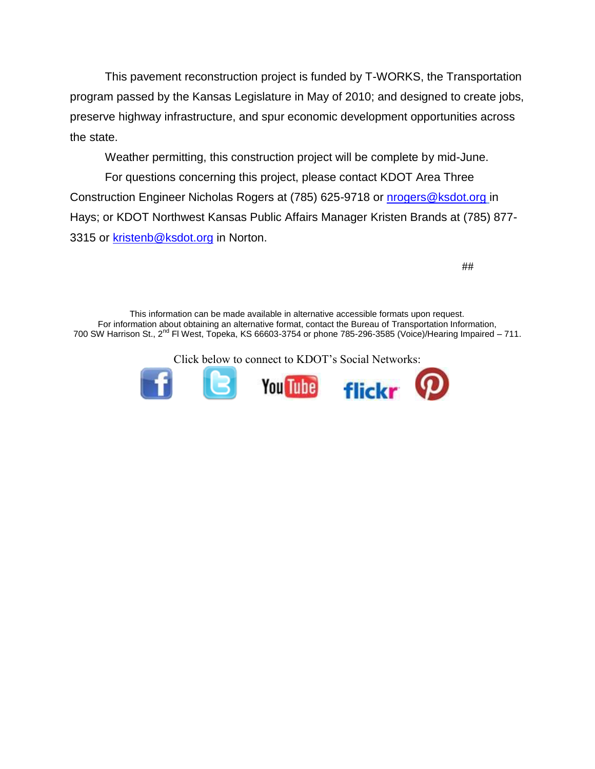This pavement reconstruction project is funded by T-WORKS, the Transportation program passed by the Kansas Legislature in May of 2010; and designed to create jobs, preserve highway infrastructure, and spur economic development opportunities across the state.

Weather permitting, this construction project will be complete by mid-June.

For questions concerning this project, please contact KDOT Area Three Construction Engineer Nicholas Rogers at (785) 625-9718 or nrogers@ksdot.org in Hays; or KDOT Northwest Kansas Public Affairs Manager Kristen Brands at (785) 877-3315 or kristenb@ksdot.org in Norton.

##

This information can be made available in alternative accessible formats upon request. For information about obtaining an alternative format, contact the Bureau of Transportation Information, 700 SW Harrison St., 2nd Fl West, Topeka, KS 66603-3754 or phone 785-296-3585 (Voice)/Hearing Impaired – 711.

Click below to connect to KDOT's Social Networks: